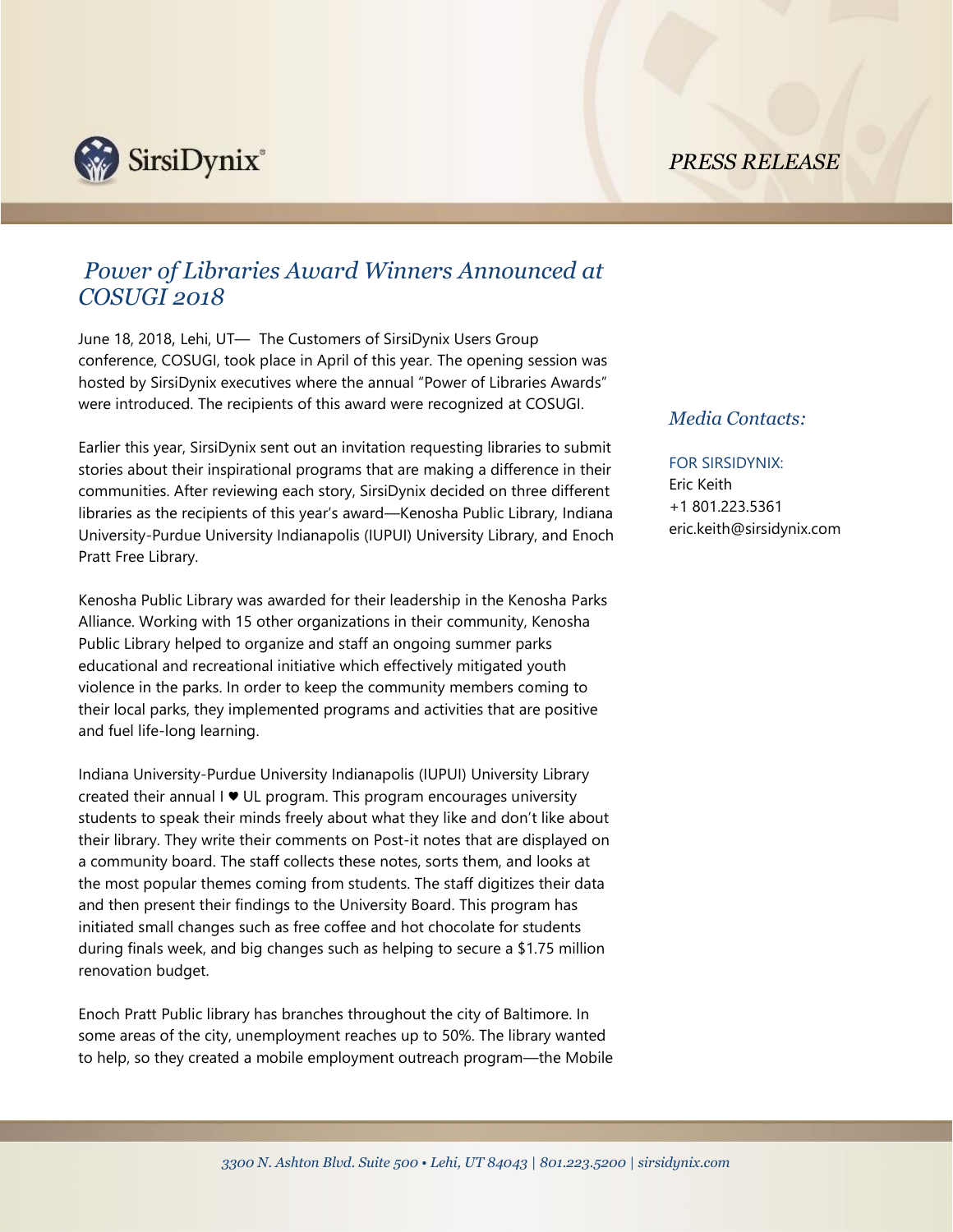PRESS RELEASE

# *Power of Libraries Award Winners Announced at COSUGI 2018*

June 18, 2018, Lehi, UT— The Customers of SirsiDynix Users Group conference, COSUGI, took place in April of this year. The opening session was hosted by SirsiDynix executives where the annual "Power of Libraries Awards" were introduced. The recipients of this award were recognized at COSUGI.

Earlier this year, SirsiDynix sent out an invitation requesting libraries to submit stories about their inspirational programs that are making a difference in their communities. After reviewing each story, SirsiDynix decided on three different libraries as the recipients of this year's award—Kenosha Public Library, Indiana University-Purdue University Indianapolis (IUPUI) University Library, and Enoch Pratt Free Library.

Kenosha Public Library was awarded for their leadership in the Kenosha Parks Alliance. Working with 15 other organizations in their community, Kenosha Public Library helped to organize and staff an ongoing summer parks educational and recreational initiative which effectively mitigated youth violence in the parks. In order to keep the community members coming to their local parks, they implemented programs and activities that are positive and fuel life-long learning.

Indiana University-Purdue University Indianapolis (IUPUI) University Library created their annual I ♥ UL program. This program encourages university students to speak their minds freely about what they like and don't like about their library. They write their comments on Post-it notes that are displayed on a community board. The staff collects these notes, sorts them, and looks at the most popular themes coming from students. The staff digitizes their data and then present their findings to the University Board. This program has initiated small changes such as free coffee and hot chocolate for students during finals week, and big changes such as helping to secure a $1.75 million renovation budget.

Enoch Pratt Public library has branches throughout the city of Baltimore. In some areas of the city, unemployment reaches up to 50%. The library wanted to help, so they created a mobile employment outreach program—the Mobile

## *Media Contacts:*

FOR SIRSIDYNIX:
Eric Keith
+1 801.223.5361
eric.keith@sirsidynix.com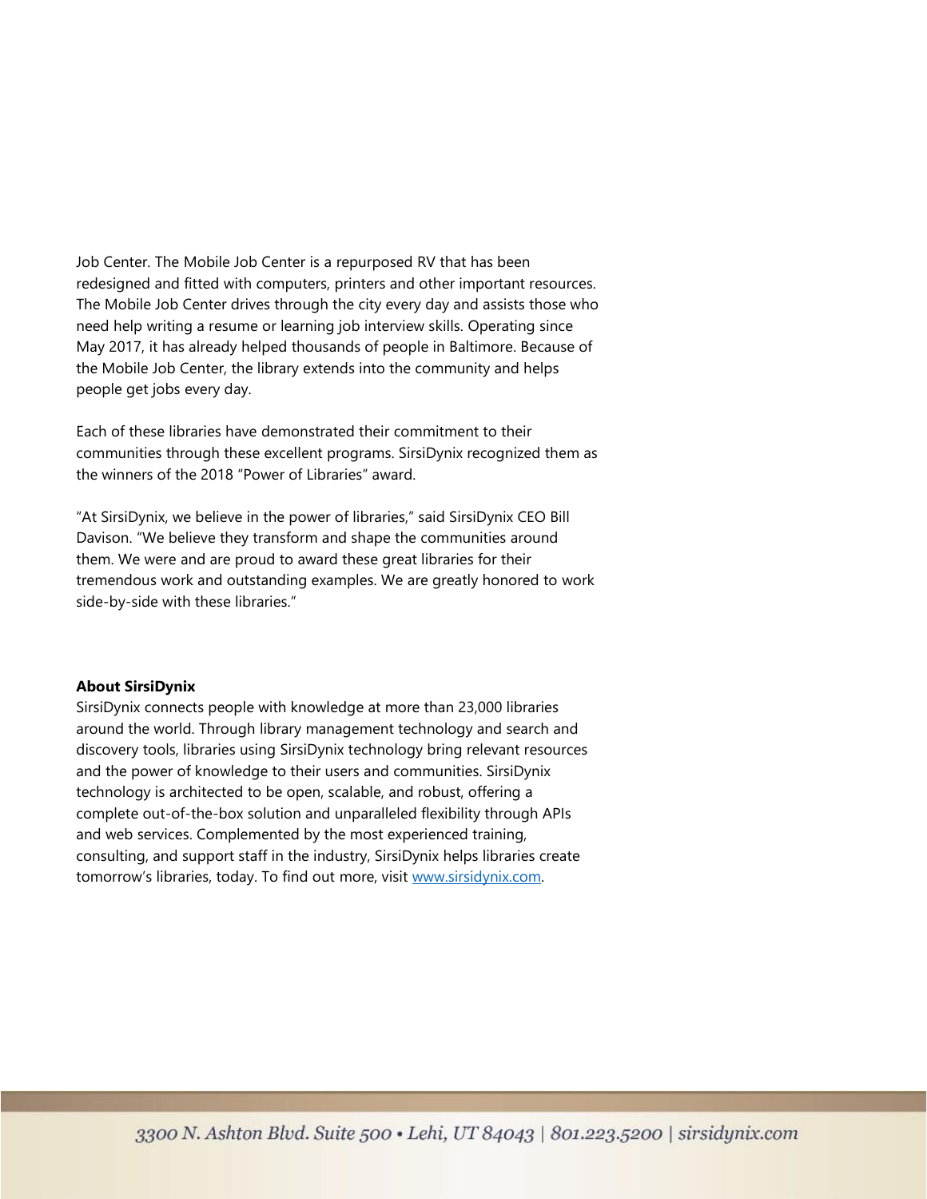Job Center. The Mobile Job Center is a repurposed RV that has been redesigned and fitted with computers, printers and other important resources. The Mobile Job Center drives through the city every day and assists those who need help writing a resume or learning job interview skills. Operating since May 2017, it has already helped thousands of people in Baltimore. Because of the Mobile Job Center, the library extends into the community and helps people get jobs every day.

Each of these libraries have demonstrated their commitment to their communities through these excellent programs. SirsiDynix recognized them as the winners of the 2018 "Power of Libraries" award.

"At SirsiDynix, we believe in the power of libraries," said SirsiDynix CEO Bill Davison. "We believe they transform and shape the communities around them. We were and are proud to award these great libraries for their tremendous work and outstanding examples. We are greatly honored to work side-by-side with these libraries."

**About SirsiDynix**
SirsiDynix connects people with knowledge at more than 23,000 libraries around the world. Through library management technology and search and discovery tools, libraries using SirsiDynix technology bring relevant resources and the power of knowledge to their users and communities. SirsiDynix technology is architected to be open, scalable, and robust, offering a complete out-of-the-box solution and unparalleled flexibility through APIs and web services. Complemented by the most experienced training, consulting, and support staff in the industry, SirsiDynix helps libraries create tomorrow's libraries, today. To find out more, visit [www.sirsidynix.com](http://www.sirsidynix.com).